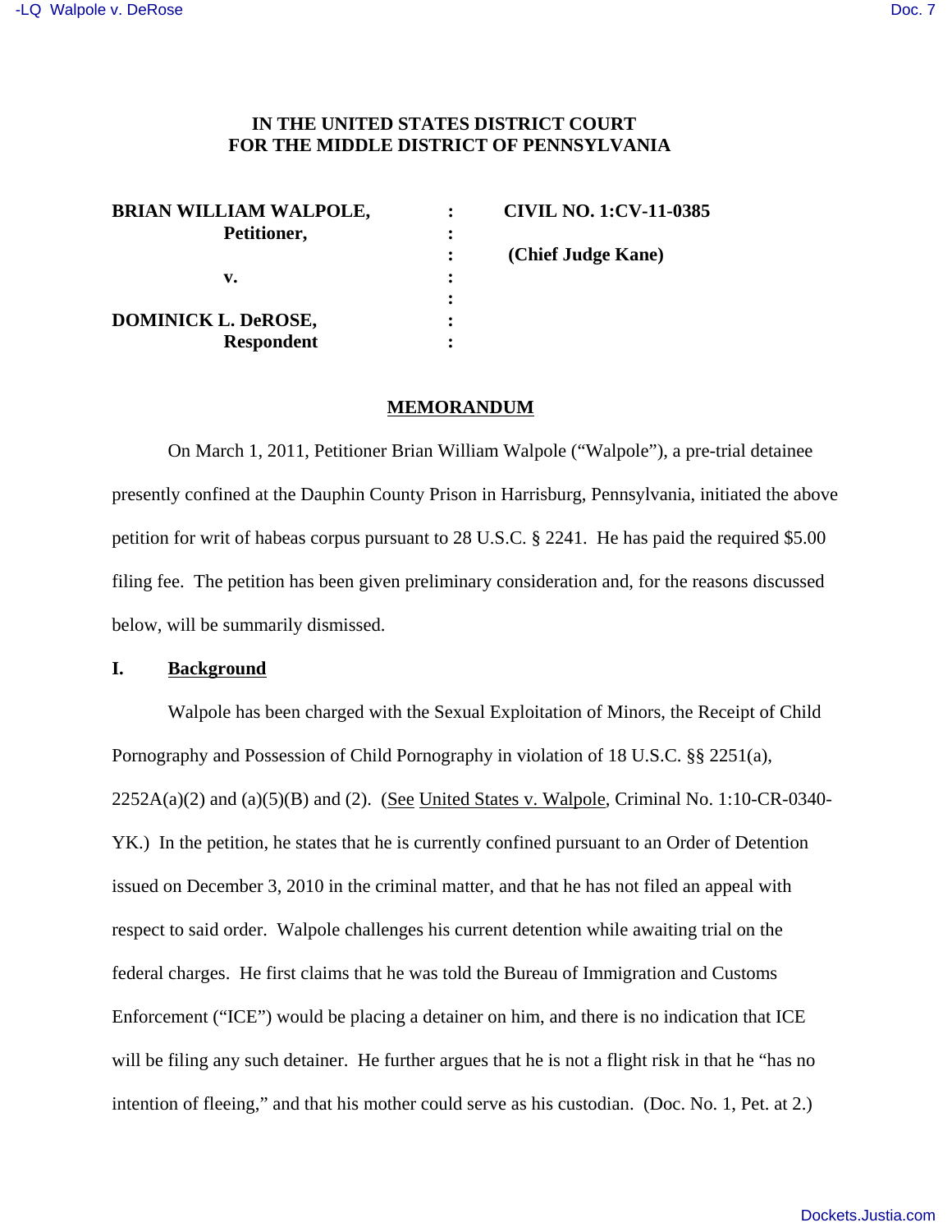**IN THE UNITED STATES DISTRICT COURT**
**FOR THE MIDDLE DISTRICT OF PENNSYLVANIA**

| | | |
|---|---|---|
| **BRIAN WILLIAM WALPOLE,** | : | **CIVIL NO. 1:CV-11-0385** |
| **Petitioner,** | : | |
| | : | **(Chief Judge Kane)** |
| **v.** | : | |
| | : | |
| **DOMINICK L. DeROSE,** | : | |
| **Respondent** | : | |

## MEMORANDUM

On March 1, 2011, Petitioner Brian William Walpole ("Walpole"), a pre-trial detainee presently confined at the Dauphin County Prison in Harrisburg, Pennsylvania, initiated the above petition for writ of habeas corpus pursuant to 28 U.S.C. § 2241. He has paid the required $5.00 filing fee. The petition has been given preliminary consideration and, for the reasons discussed below, will be summarily dismissed.

## I. Background

Walpole has been charged with the Sexual Exploitation of Minors, the Receipt of Child Pornography and Possession of Child Pornography in violation of 18 U.S.C. §§ 2251(a), 2252A(a)(2) and (a)(5)(B) and (2). (See United States v. Walpole, Criminal No. 1:10-CR-0340-YK.) In the petition, he states that he is currently confined pursuant to an Order of Detention issued on December 3, 2010 in the criminal matter, and that he has not filed an appeal with respect to said order. Walpole challenges his current detention while awaiting trial on the federal charges. He first claims that he was told the Bureau of Immigration and Customs Enforcement ("ICE") would be placing a detainer on him, and there is no indication that ICE will be filing any such detainer. He further argues that he is not a flight risk in that he "has no intention of fleeing," and that his mother could serve as his custodian. (Doc. No. 1, Pet. at 2.)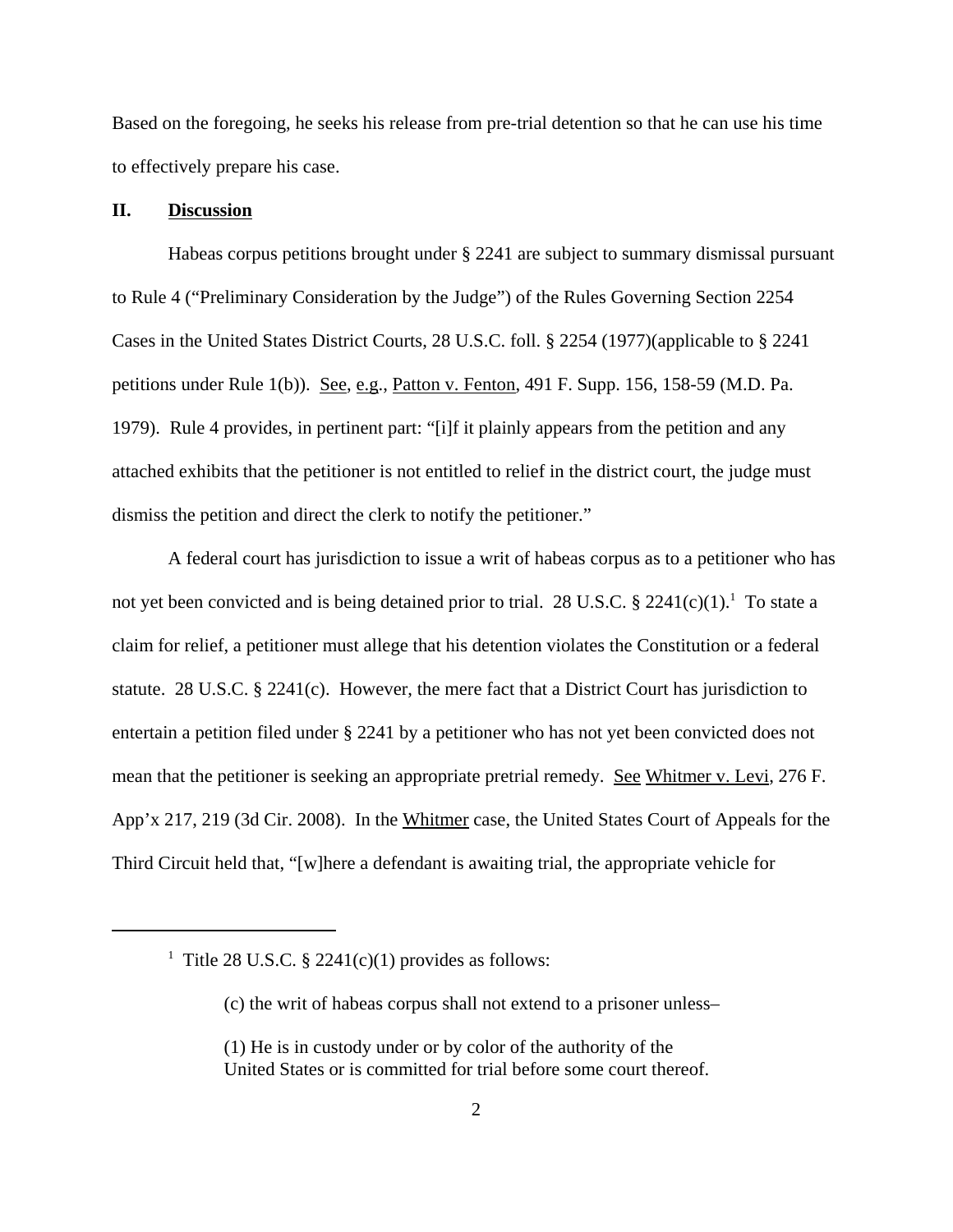Based on the foregoing, he seeks his release from pre-trial detention so that he can use his time to effectively prepare his case.

## II. **Discussion**

Habeas corpus petitions brought under § 2241 are subject to summary dismissal pursuant to Rule 4 ("Preliminary Consideration by the Judge") of the Rules Governing Section 2254 Cases in the United States District Courts, 28 U.S.C. foll. § 2254 (1977)(applicable to § 2241 petitions under Rule 1(b)). See, e.g., Patton v. Fenton, 491 F. Supp. 156, 158-59 (M.D. Pa. 1979). Rule 4 provides, in pertinent part: "[i]f it plainly appears from the petition and any attached exhibits that the petitioner is not entitled to relief in the district court, the judge must dismiss the petition and direct the clerk to notify the petitioner."

A federal court has jurisdiction to issue a writ of habeas corpus as to a petitioner who has not yet been convicted and is being detained prior to trial. 28 U.S.C. § 2241(c)(1).[1] To state a claim for relief, a petitioner must allege that his detention violates the Constitution or a federal statute. 28 U.S.C. § 2241(c). However, the mere fact that a District Court has jurisdiction to entertain a petition filed under § 2241 by a petitioner who has not yet been convicted does not mean that the petitioner is seeking an appropriate pretrial remedy. See Whitmer v. Levi, 276 F. App'x 217, 219 (3d Cir. 2008). In the Whitmer case, the United States Court of Appeals for the Third Circuit held that, "[w]here a defendant is awaiting trial, the appropriate vehicle for

---

[1] Title 28 U.S.C. § 2241(c)(1) provides as follows:

> (c) the writ of habeas corpus shall not extend to a prisoner unless–
>
> (1) He is in custody under or by color of the authority of the United States or is committed for trial before some court thereof.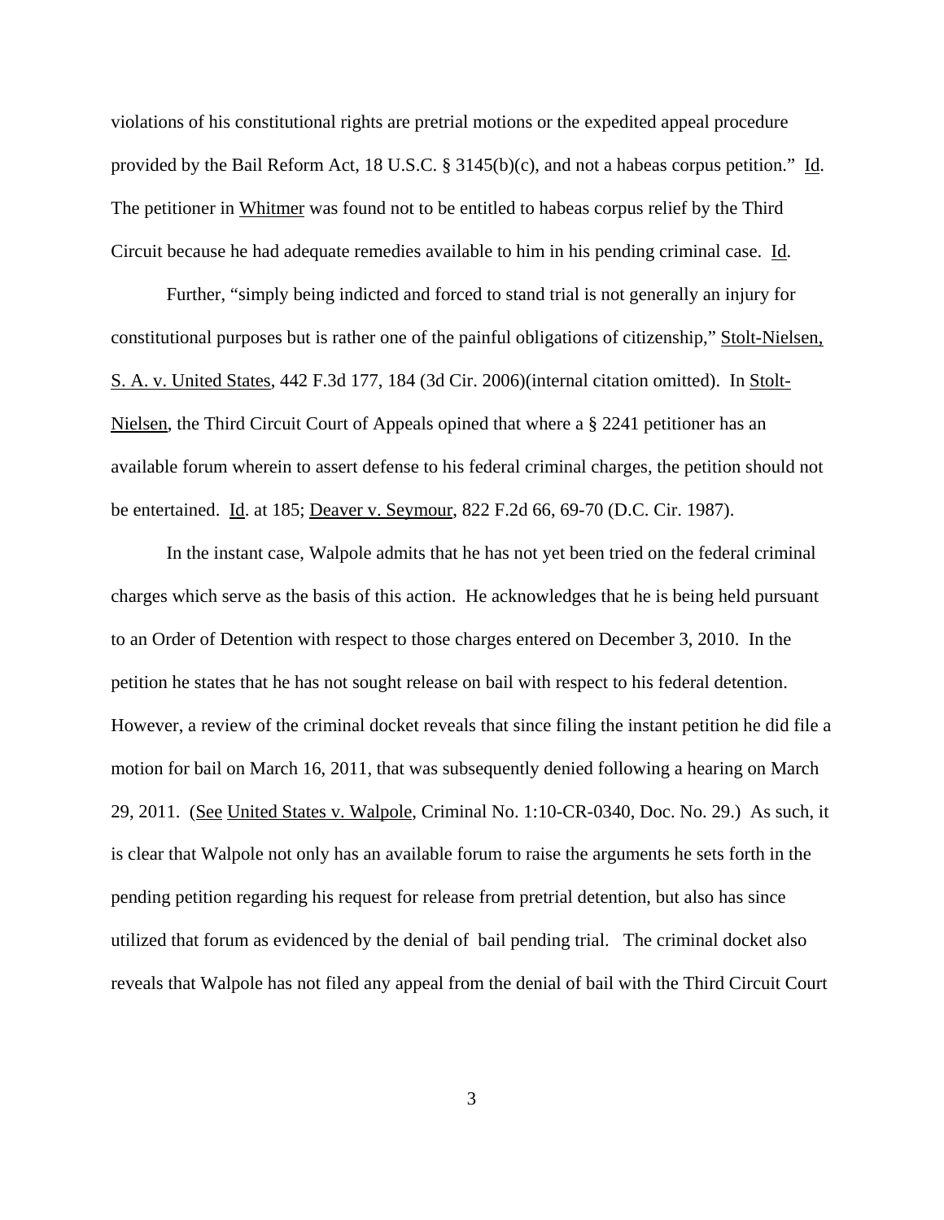violations of his constitutional rights are pretrial motions or the expedited appeal procedure provided by the Bail Reform Act, 18 U.S.C. § 3145(b)(c), and not a habeas corpus petition." Id. The petitioner in Whitmer was found not to be entitled to habeas corpus relief by the Third Circuit because he had adequate remedies available to him in his pending criminal case. Id.

Further, "simply being indicted and forced to stand trial is not generally an injury for constitutional purposes but is rather one of the painful obligations of citizenship," Stolt-Nielsen, S. A. v. United States, 442 F.3d 177, 184 (3d Cir. 2006)(internal citation omitted). In Stolt-Nielsen, the Third Circuit Court of Appeals opined that where a § 2241 petitioner has an available forum wherein to assert defense to his federal criminal charges, the petition should not be entertained. Id. at 185; Deaver v. Seymour, 822 F.2d 66, 69-70 (D.C. Cir. 1987).

In the instant case, Walpole admits that he has not yet been tried on the federal criminal charges which serve as the basis of this action. He acknowledges that he is being held pursuant to an Order of Detention with respect to those charges entered on December 3, 2010. In the petition he states that he has not sought release on bail with respect to his federal detention. However, a review of the criminal docket reveals that since filing the instant petition he did file a motion for bail on March 16, 2011, that was subsequently denied following a hearing on March 29, 2011. (See United States v. Walpole, Criminal No. 1:10-CR-0340, Doc. No. 29.) As such, it is clear that Walpole not only has an available forum to raise the arguments he sets forth in the pending petition regarding his request for release from pretrial detention, but also has since utilized that forum as evidenced by the denial of bail pending trial. The criminal docket also reveals that Walpole has not filed any appeal from the denial of bail with the Third Circuit Court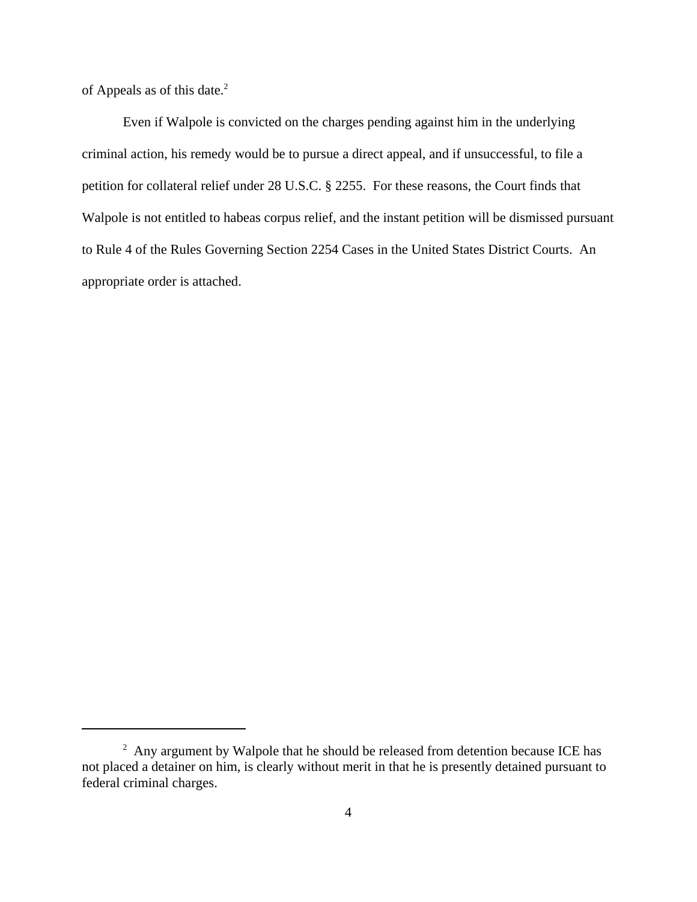of Appeals as of this date.[2]

Even if Walpole is convicted on the charges pending against him in the underlying criminal action, his remedy would be to pursue a direct appeal, and if unsuccessful, to file a petition for collateral relief under 28 U.S.C. § 2255. For these reasons, the Court finds that Walpole is not entitled to habeas corpus relief, and the instant petition will be dismissed pursuant to Rule 4 of the Rules Governing Section 2254 Cases in the United States District Courts. An appropriate order is attached.

---

[2] Any argument by Walpole that he should be released from detention because ICE has not placed a detainer on him, is clearly without merit in that he is presently detained pursuant to federal criminal charges.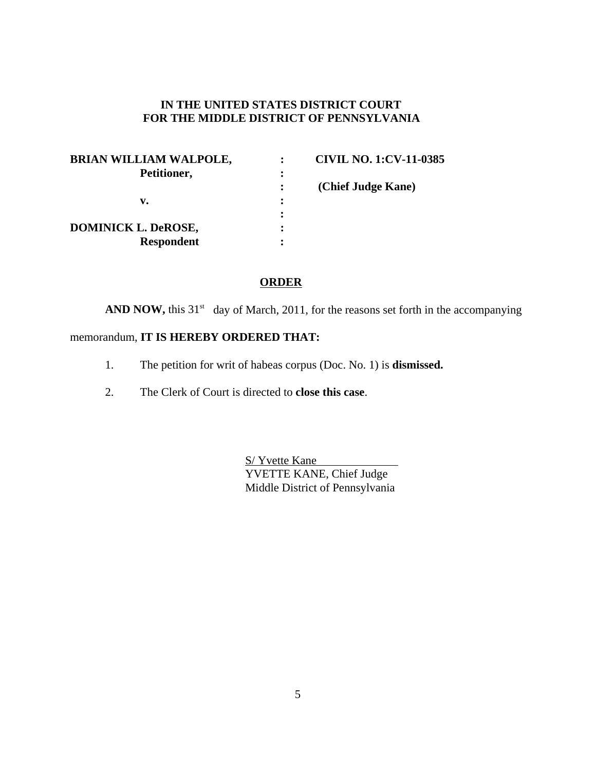**IN THE UNITED STATES DISTRICT COURT**
**FOR THE MIDDLE DISTRICT OF PENNSYLVANIA**

| | | |
|---|---|---|
| **BRIAN WILLIAM WALPOLE,** | **:** | **CIVIL NO. 1:CV-11-0385** |
| **Petitioner,** | **:** | |
| | **:** | **(Chief Judge Kane)** |
| **v.** | **:** | |
| | **:** | |
| **DOMINICK L. DeROSE,** | **:** | |
| **Respondent** | **:** | |

**ORDER**

**AND NOW,** this 31st day of March, 2011, for the reasons set forth in the accompanying memorandum, **IT IS HEREBY ORDERED THAT:**

1. The petition for writ of habeas corpus (Doc. No. 1) is **dismissed.**
2. The Clerk of Court is directed to **close this case**.

S/ Yvette Kane
YVETTE KANE, Chief Judge
Middle District of Pennsylvania